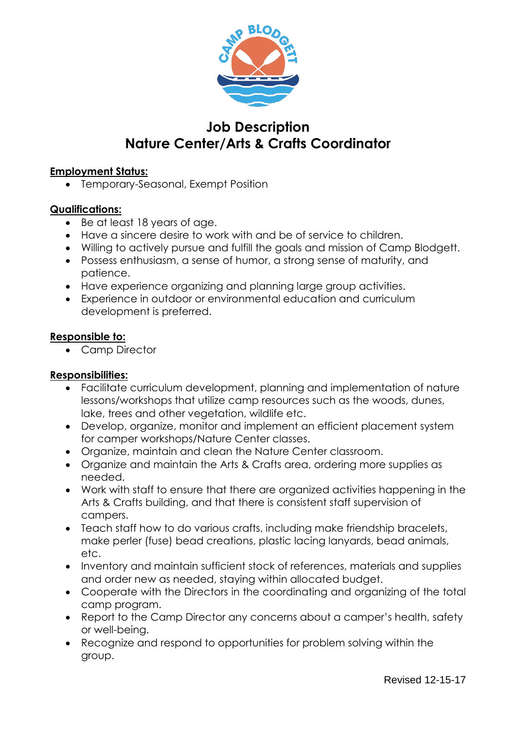# Job Description
# Nature Center/Arts & Crafts Coordinator

**Employment Status:**

- Temporary-Seasonal, Exempt Position

**Qualifications:**

- Be at least 18 years of age.
- Have a sincere desire to work with and be of service to children.
- Willing to actively pursue and fulfill the goals and mission of Camp Blodgett.
- Possess enthusiasm, a sense of humor, a strong sense of maturity, and patience.
- Have experience organizing and planning large group activities.
- Experience in outdoor or environmental education and curriculum development is preferred.

**Responsible to:**

- Camp Director

**Responsibilities:**

- Facilitate curriculum development, planning and implementation of nature lessons/workshops that utilize camp resources such as the woods, dunes, lake, trees and other vegetation, wildlife etc.
- Develop, organize, monitor and implement an efficient placement system for camper workshops/Nature Center classes.
- Organize, maintain and clean the Nature Center classroom.
- Organize and maintain the Arts & Crafts area, ordering more supplies as needed.
- Work with staff to ensure that there are organized activities happening in the Arts & Crafts building, and that there is consistent staff supervision of campers.
- Teach staff how to do various crafts, including make friendship bracelets, make perler (fuse) bead creations, plastic lacing lanyards, bead animals, etc.
- Inventory and maintain sufficient stock of references, materials and supplies and order new as needed, staying within allocated budget.
- Cooperate with the Directors in the coordinating and organizing of the total camp program.
- Report to the Camp Director any concerns about a camper's health, safety or well-being.
- Recognize and respond to opportunities for problem solving within the group.

Revised 12-15-17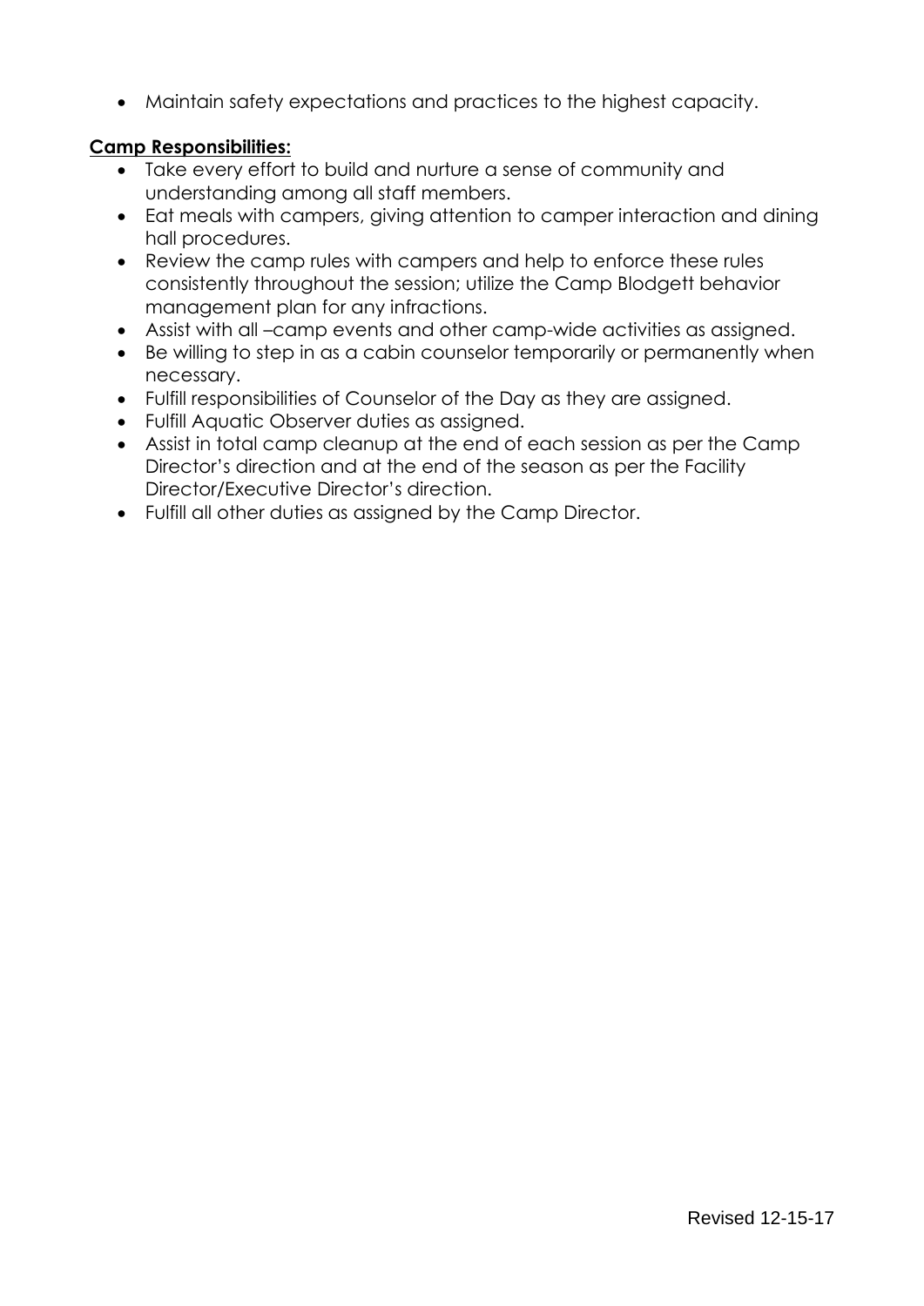- Maintain safety expectations and practices to the highest capacity.

**Camp Responsibilities:**

- Take every effort to build and nurture a sense of community and understanding among all staff members.
- Eat meals with campers, giving attention to camper interaction and dining hall procedures.
- Review the camp rules with campers and help to enforce these rules consistently throughout the session; utilize the Camp Blodgett behavior management plan for any infractions.
- Assist with all –camp events and other camp-wide activities as assigned.
- Be willing to step in as a cabin counselor temporarily or permanently when necessary.
- Fulfill responsibilities of Counselor of the Day as they are assigned.
- Fulfill Aquatic Observer duties as assigned.
- Assist in total camp cleanup at the end of each session as per the Camp Director's direction and at the end of the season as per the Facility Director/Executive Director's direction.
- Fulfill all other duties as assigned by the Camp Director.

Revised 12-15-17